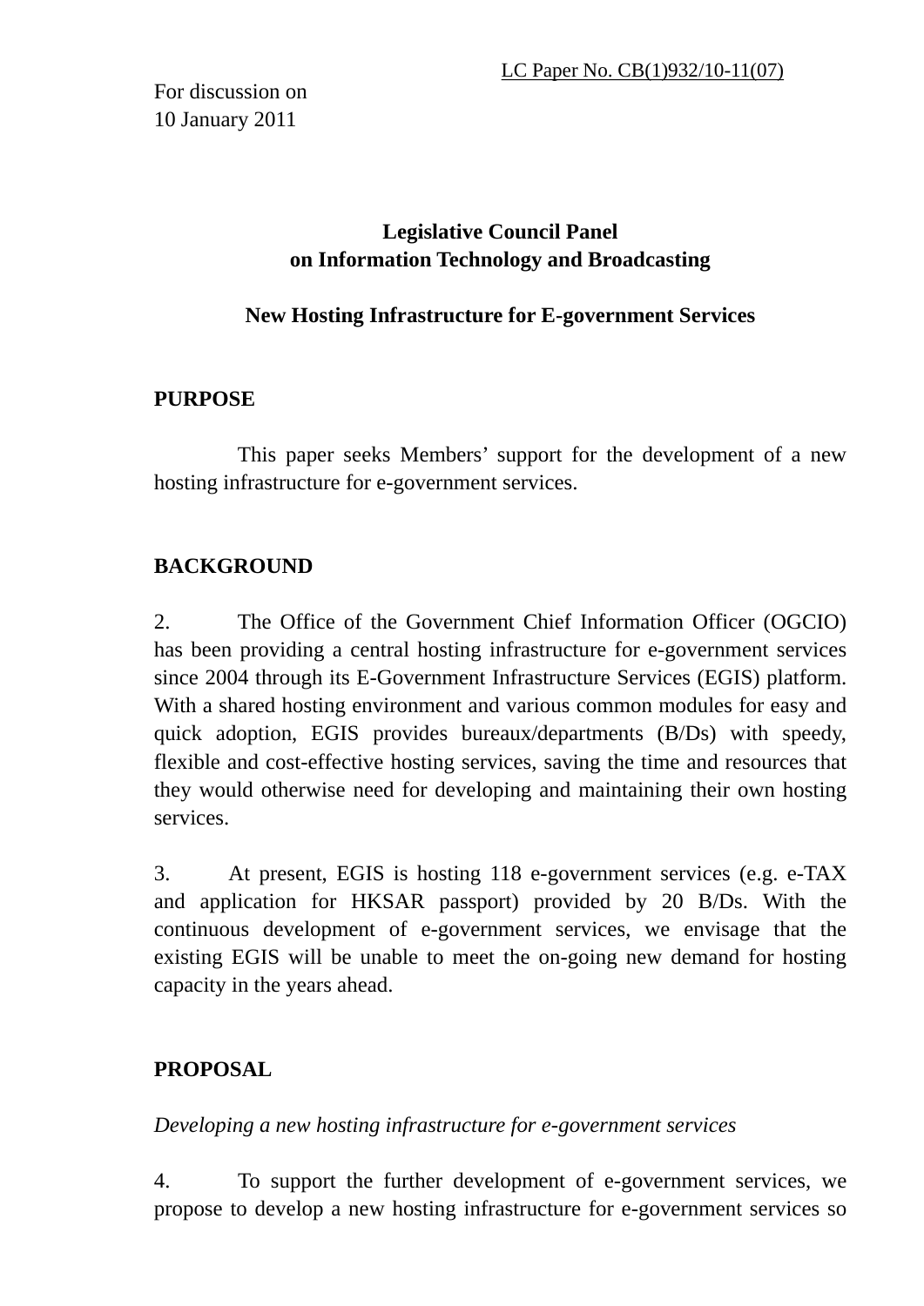LC Paper No. CB(1)932/10-11(07)

For discussion on
10 January 2011

# Legislative Council Panel on Information Technology and Broadcasting

## New Hosting Infrastructure for E-government Services

### PURPOSE

This paper seeks Members' support for the development of a new hosting infrastructure for e-government services.

### BACKGROUND

2. The Office of the Government Chief Information Officer (OGCIO) has been providing a central hosting infrastructure for e-government services since 2004 through its E-Government Infrastructure Services (EGIS) platform. With a shared hosting environment and various common modules for easy and quick adoption, EGIS provides bureaux/departments (B/Ds) with speedy, flexible and cost-effective hosting services, saving the time and resources that they would otherwise need for developing and maintaining their own hosting services.

3. At present, EGIS is hosting 118 e-government services (e.g. e-TAX and application for HKSAR passport) provided by 20 B/Ds. With the continuous development of e-government services, we envisage that the existing EGIS will be unable to meet the on-going new demand for hosting capacity in the years ahead.

### PROPOSAL

*Developing a new hosting infrastructure for e-government services*

4. To support the further development of e-government services, we propose to develop a new hosting infrastructure for e-government services so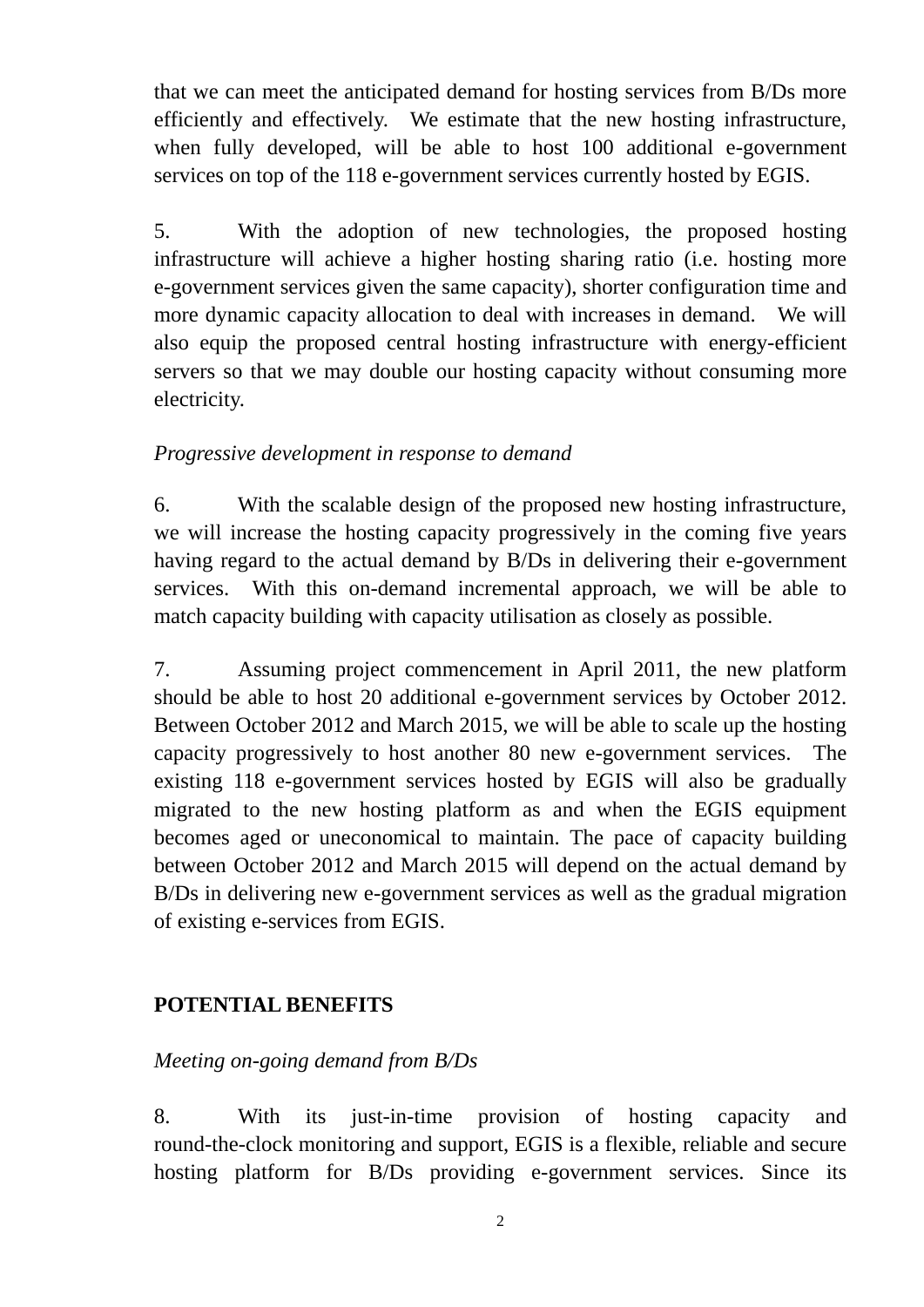that we can meet the anticipated demand for hosting services from B/Ds more efficiently and effectively. We estimate that the new hosting infrastructure, when fully developed, will be able to host 100 additional e-government services on top of the 118 e-government services currently hosted by EGIS.

5. With the adoption of new technologies, the proposed hosting infrastructure will achieve a higher hosting sharing ratio (i.e. hosting more e-government services given the same capacity), shorter configuration time and more dynamic capacity allocation to deal with increases in demand. We will also equip the proposed central hosting infrastructure with energy-efficient servers so that we may double our hosting capacity without consuming more electricity.

*Progressive development in response to demand*

6. With the scalable design of the proposed new hosting infrastructure, we will increase the hosting capacity progressively in the coming five years having regard to the actual demand by B/Ds in delivering their e-government services. With this on-demand incremental approach, we will be able to match capacity building with capacity utilisation as closely as possible.

7. Assuming project commencement in April 2011, the new platform should be able to host 20 additional e-government services by October 2012. Between October 2012 and March 2015, we will be able to scale up the hosting capacity progressively to host another 80 new e-government services. The existing 118 e-government services hosted by EGIS will also be gradually migrated to the new hosting platform as and when the EGIS equipment becomes aged or uneconomical to maintain. The pace of capacity building between October 2012 and March 2015 will depend on the actual demand by B/Ds in delivering new e-government services as well as the gradual migration of existing e-services from EGIS.

## POTENTIAL BENEFITS

*Meeting on-going demand from B/Ds*

8. With its just-in-time provision of hosting capacity and round-the-clock monitoring and support, EGIS is a flexible, reliable and secure hosting platform for B/Ds providing e-government services. Since its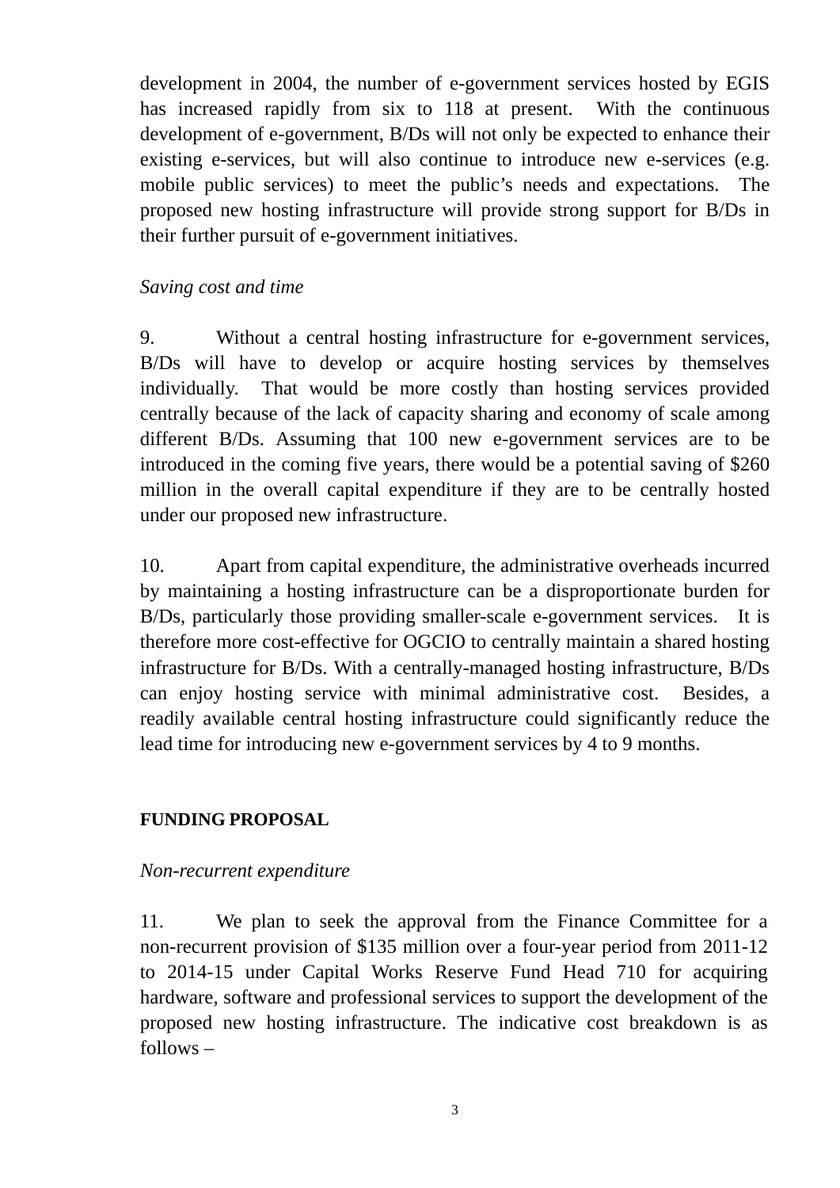development in 2004, the number of e-government services hosted by EGIS has increased rapidly from six to 118 at present. With the continuous development of e-government, B/Ds will not only be expected to enhance their existing e-services, but will also continue to introduce new e-services (e.g. mobile public services) to meet the public's needs and expectations. The proposed new hosting infrastructure will provide strong support for B/Ds in their further pursuit of e-government initiatives.

*Saving cost and time*

9. Without a central hosting infrastructure for e-government services, B/Ds will have to develop or acquire hosting services by themselves individually. That would be more costly than hosting services provided centrally because of the lack of capacity sharing and economy of scale among different B/Ds. Assuming that 100 new e-government services are to be introduced in the coming five years, there would be a potential saving of $260 million in the overall capital expenditure if they are to be centrally hosted under our proposed new infrastructure.

10. Apart from capital expenditure, the administrative overheads incurred by maintaining a hosting infrastructure can be a disproportionate burden for B/Ds, particularly those providing smaller-scale e-government services. It is therefore more cost-effective for OGCIO to centrally maintain a shared hosting infrastructure for B/Ds. With a centrally-managed hosting infrastructure, B/Ds can enjoy hosting service with minimal administrative cost. Besides, a readily available central hosting infrastructure could significantly reduce the lead time for introducing new e-government services by 4 to 9 months.

## FUNDING PROPOSAL

*Non-recurrent expenditure*

11. We plan to seek the approval from the Finance Committee for a non-recurrent provision of $135 million over a four-year period from 2011-12 to 2014-15 under Capital Works Reserve Fund Head 710 for acquiring hardware, software and professional services to support the development of the proposed new hosting infrastructure. The indicative cost breakdown is as follows –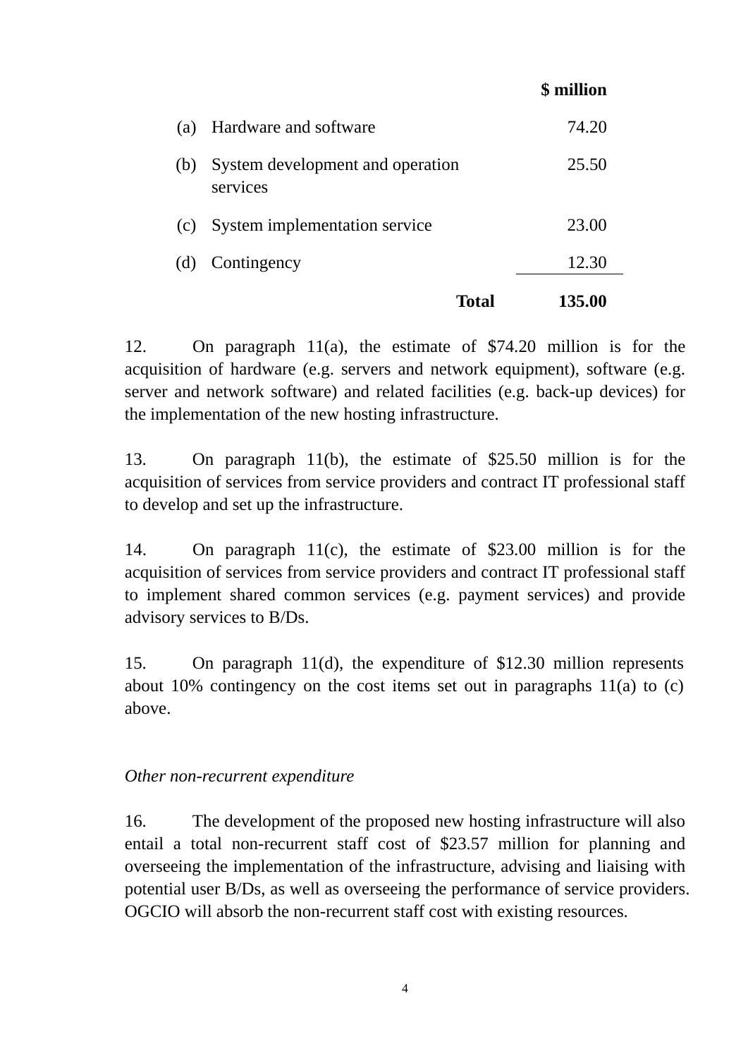| | | $ million |
|---|---|---|
| (a) | Hardware and software | 74.20 |
| (b) | System development and operation services | 25.50 |
| (c) | System implementation service | 23.00 |
| (d) | Contingency | 12.30 |
| | **Total** | **135.00** |

12. On paragraph 11(a), the estimate of $74.20 million is for the acquisition of hardware (e.g. servers and network equipment), software (e.g. server and network software) and related facilities (e.g. back-up devices) for the implementation of the new hosting infrastructure.

13. On paragraph 11(b), the estimate of $25.50 million is for the acquisition of services from service providers and contract IT professional staff to develop and set up the infrastructure.

14. On paragraph 11(c), the estimate of $23.00 million is for the acquisition of services from service providers and contract IT professional staff to implement shared common services (e.g. payment services) and provide advisory services to B/Ds.

15. On paragraph 11(d), the expenditure of $12.30 million represents about 10% contingency on the cost items set out in paragraphs 11(a) to (c) above.

*Other non-recurrent expenditure*

16. The development of the proposed new hosting infrastructure will also entail a total non-recurrent staff cost of $23.57 million for planning and overseeing the implementation of the infrastructure, advising and liaising with potential user B/Ds, as well as overseeing the performance of service providers. OGCIO will absorb the non-recurrent staff cost with existing resources.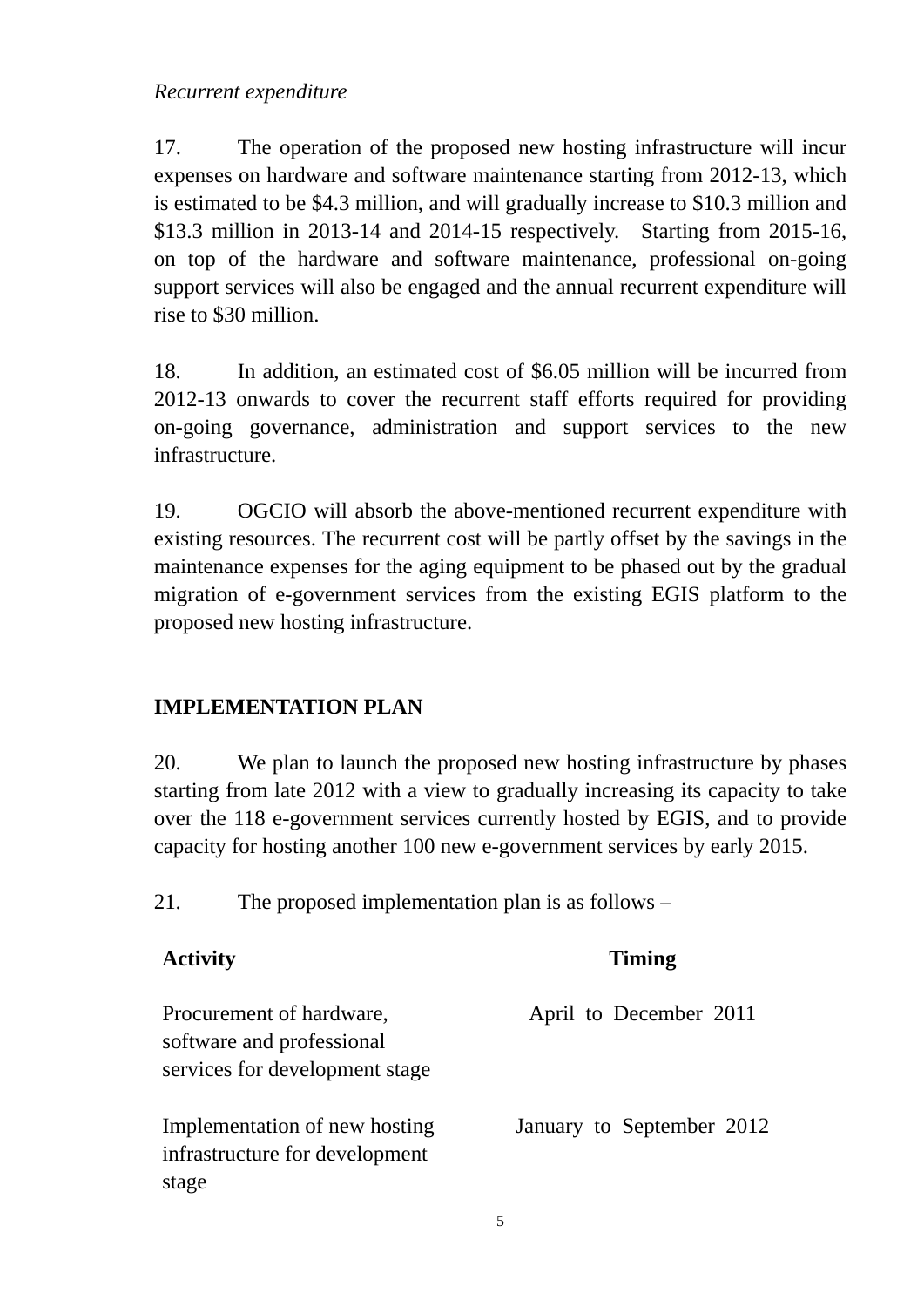*Recurrent expenditure*

17. The operation of the proposed new hosting infrastructure will incur expenses on hardware and software maintenance starting from 2012-13, which is estimated to be $4.3 million, and will gradually increase to $10.3 million and $13.3 million in 2013-14 and 2014-15 respectively. Starting from 2015-16, on top of the hardware and software maintenance, professional on-going support services will also be engaged and the annual recurrent expenditure will rise to $30 million.

18. In addition, an estimated cost of $6.05 million will be incurred from 2012-13 onwards to cover the recurrent staff efforts required for providing on-going governance, administration and support services to the new infrastructure.

19. OGCIO will absorb the above-mentioned recurrent expenditure with existing resources. The recurrent cost will be partly offset by the savings in the maintenance expenses for the aging equipment to be phased out by the gradual migration of e-government services from the existing EGIS platform to the proposed new hosting infrastructure.

## IMPLEMENTATION PLAN

20. We plan to launch the proposed new hosting infrastructure by phases starting from late 2012 with a view to gradually increasing its capacity to take over the 118 e-government services currently hosted by EGIS, and to provide capacity for hosting another 100 new e-government services by early 2015.

21. The proposed implementation plan is as follows –

| **Activity** | **Timing** |
|---|---|
| Procurement of hardware, software and professional services for development stage | April to December 2011 |
| Implementation of new hosting infrastructure for development stage | January to September 2012 |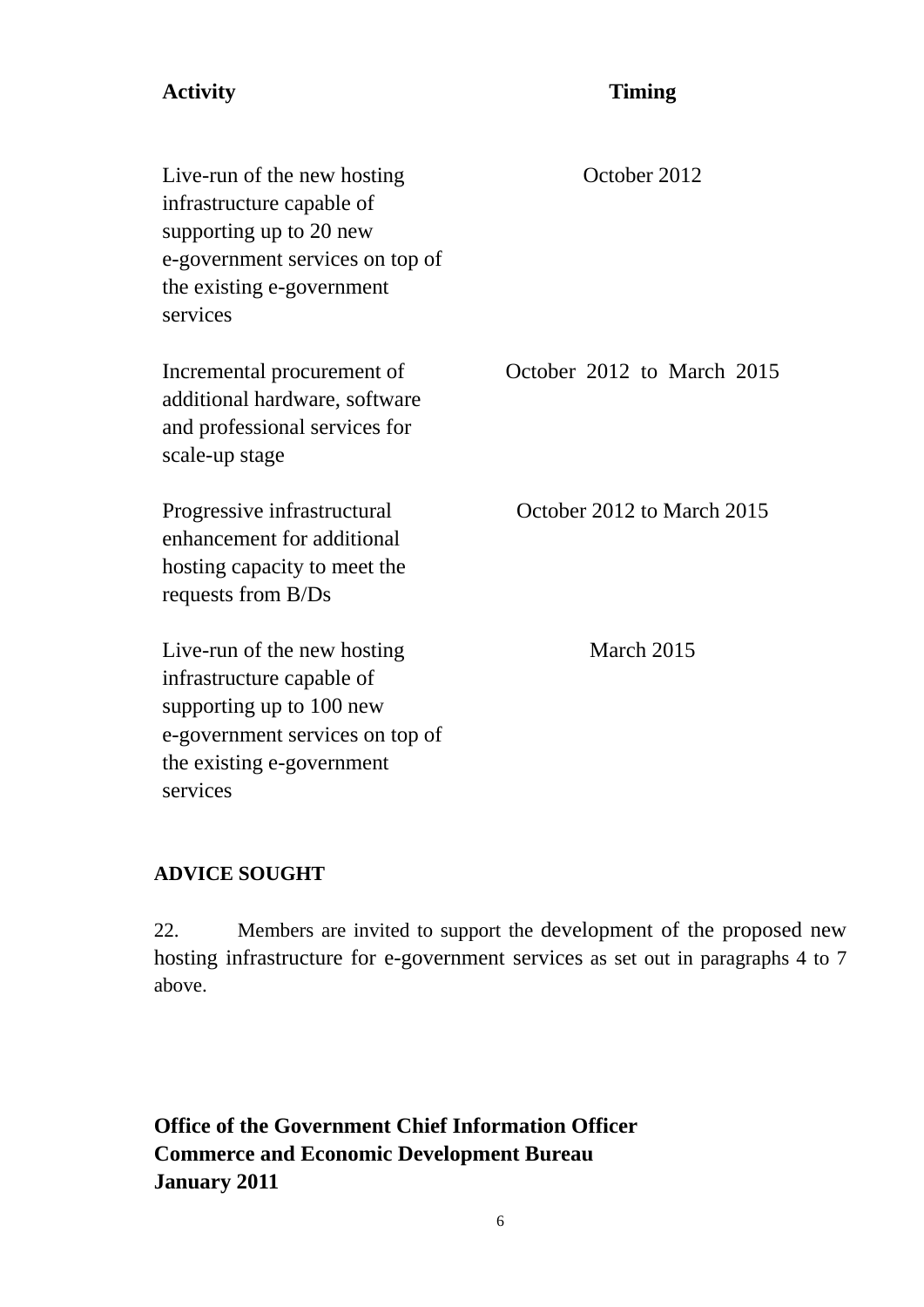| Activity | Timing |
| --- | --- |
| Live-run of the new hosting infrastructure capable of supporting up to 20 new e-government services on top of the existing e-government services | October 2012 |
| Incremental procurement of additional hardware, software and professional services for scale-up stage | October 2012 to March 2015 |
| Progressive infrastructural enhancement for additional hosting capacity to meet the requests from B/Ds | October 2012 to March 2015 |
| Live-run of the new hosting infrastructure capable of supporting up to 100 new e-government services on top of the existing e-government services | March 2015 |

**ADVICE SOUGHT**

22. Members are invited to support the development of the proposed new hosting infrastructure for e-government services as set out in paragraphs 4 to 7 above.

**Office of the Government Chief Information Officer**
**Commerce and Economic Development Bureau**
**January 2011**